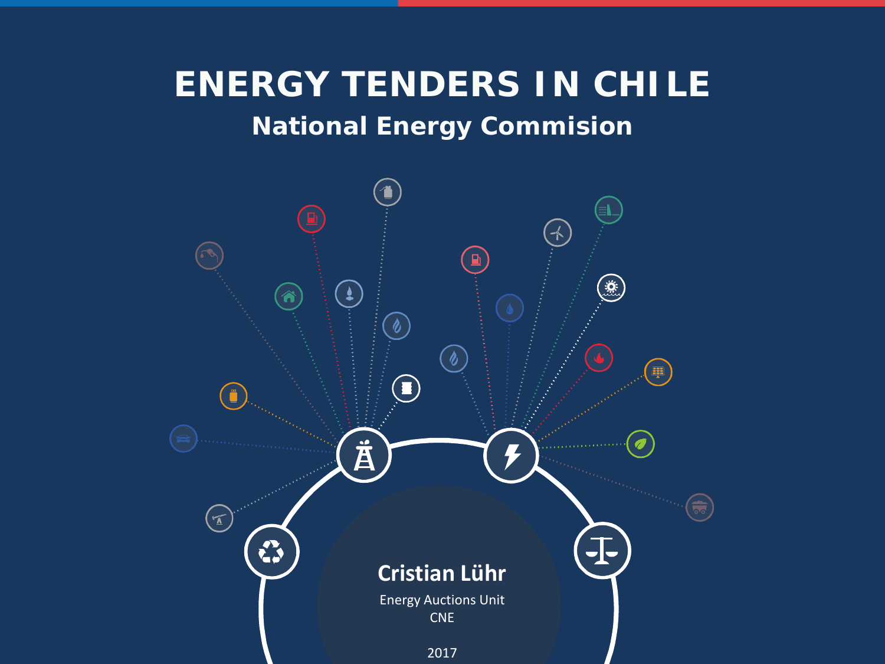# ENERGY TENDERS IN CHILE

## National Energy Commision

**Cristian Lühr**

Energy Auctions Unit
CNE

2017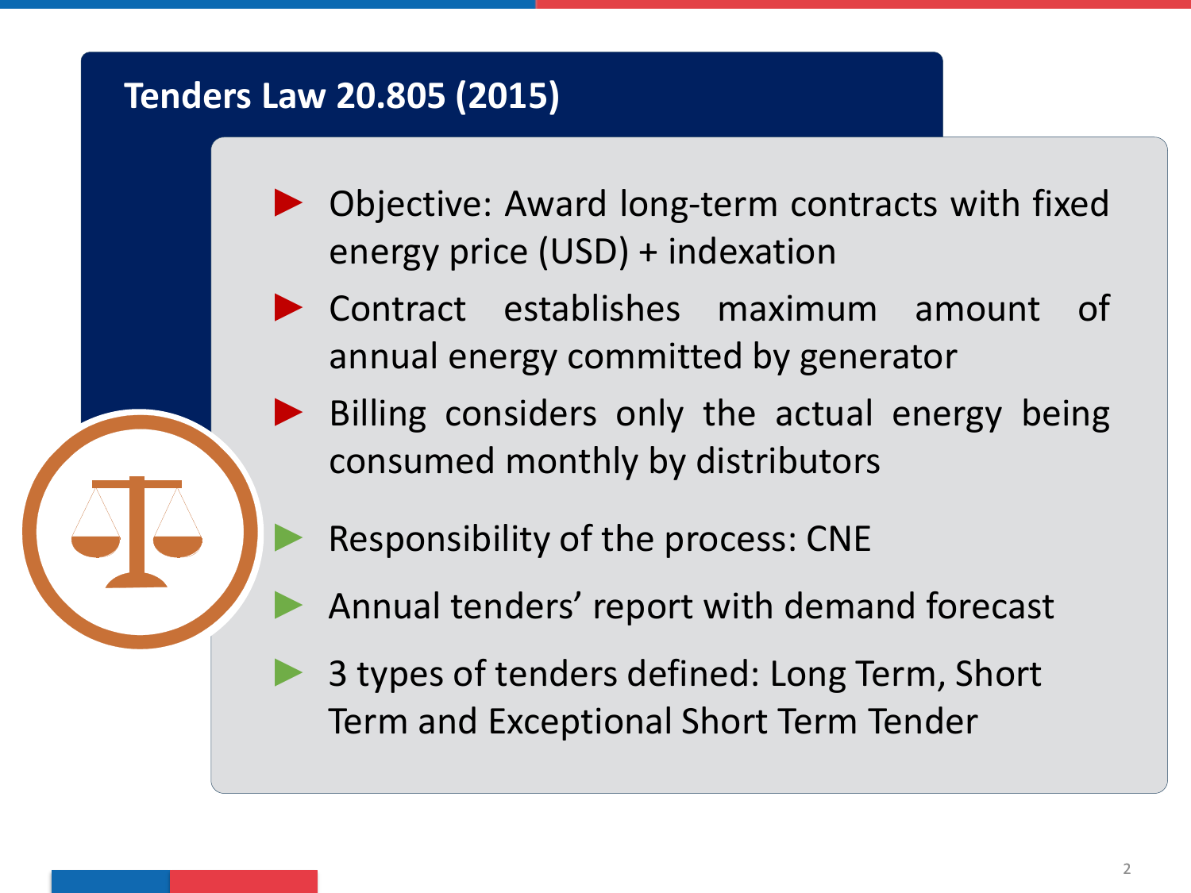# Tenders Law 20.805 (2015)

- Objective: Award long-term contracts with fixed energy price (USD) + indexation
- Contract establishes maximum amount of annual energy committed by generator
- Billing considers only the actual energy being consumed monthly by distributors
- Responsibility of the process: CNE
- Annual tenders' report with demand forecast
- 3 types of tenders defined: Long Term, Short Term and Exceptional Short Term Tender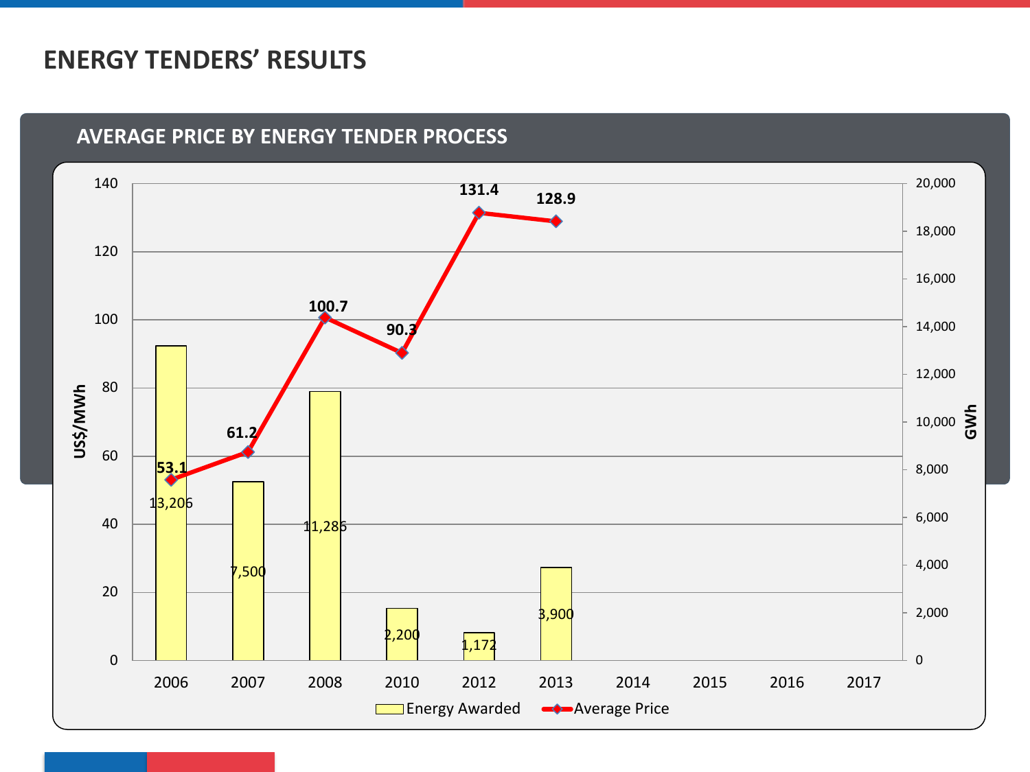# ENERGY TENDERS' RESULTS

## AVERAGE PRICE BY ENERGY TENDER PROCESS

| Year | Energy Awarded (GWh) | Average Price (US$/MWh) |
|---|---|---|
| 2006 | 13,206 | 53.1 |
| 2007 | 7,500 | 61.2 |
| 2008 | 11,286 | 100.7 |
| 2010 | 2,200 | 90.3 |
| 2012 | 1,172 | 131.4 |
| 2013 | 3,900 | 128.9 |
| 2014 | | |
| 2015 | | |
| 2016 | | |
| 2017 | | |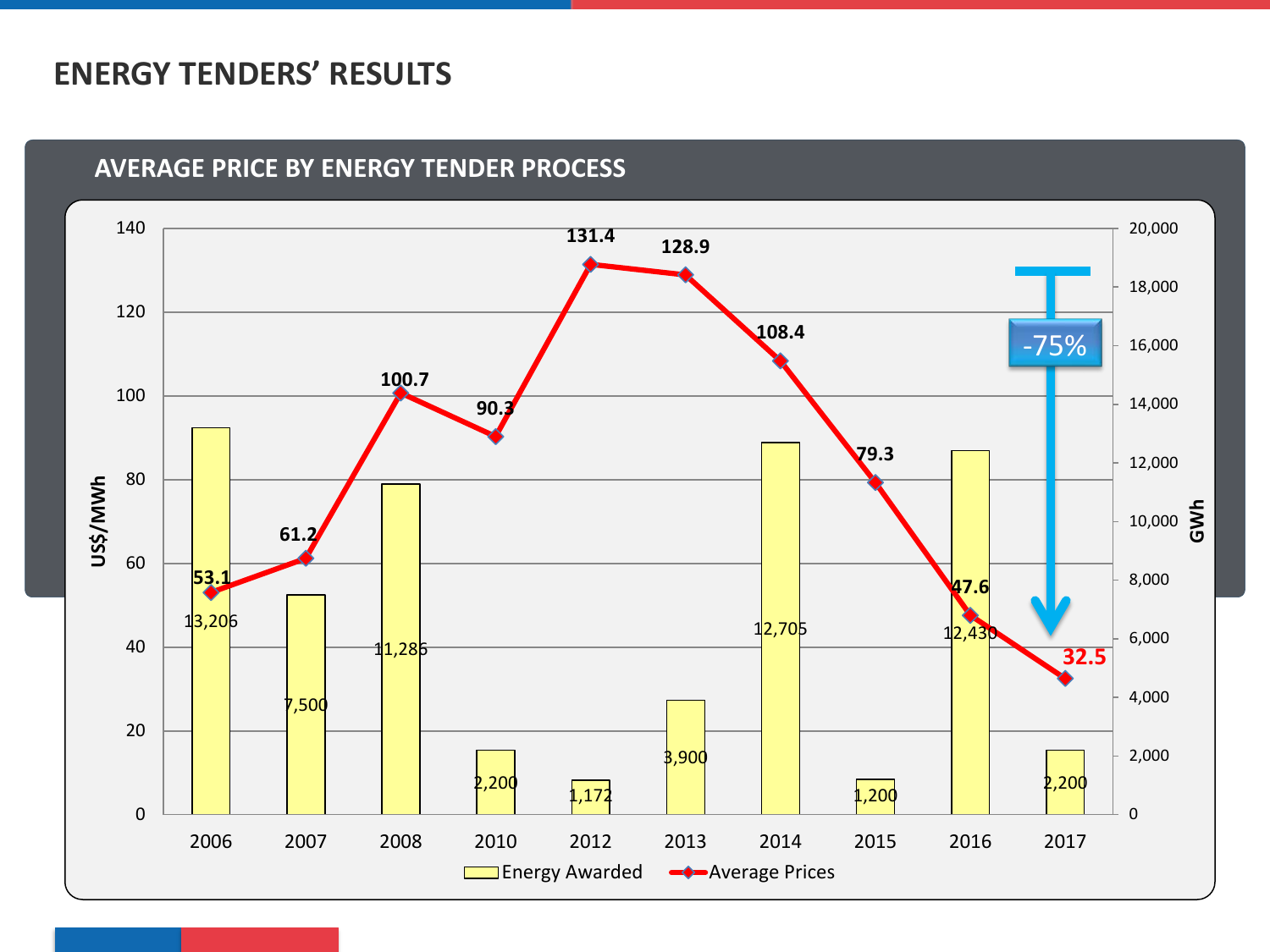# ENERGY TENDERS' RESULTS

## AVERAGE PRICE BY ENERGY TENDER PROCESS

| Year | Energy Awarded (GWh) | Average Prices (US$/MWh) |
|---|---|---|
| 2006 | 13,206 | 53.1 |
| 2007 | 7,500 | 61.2 |
| 2008 | 11,286 | 100.7 |
| 2010 | 2,200 | 90.3 |
| 2012 | 1,172 | 131.4 |
| 2013 | 3,900 | 128.9 |
| 2014 | 12,705 | 108.4 |
| 2015 | 1,200 | 79.3 |
| 2016 | 12,430 | 47.6 |
| 2017 | 2,200 | 32.5 |

-75%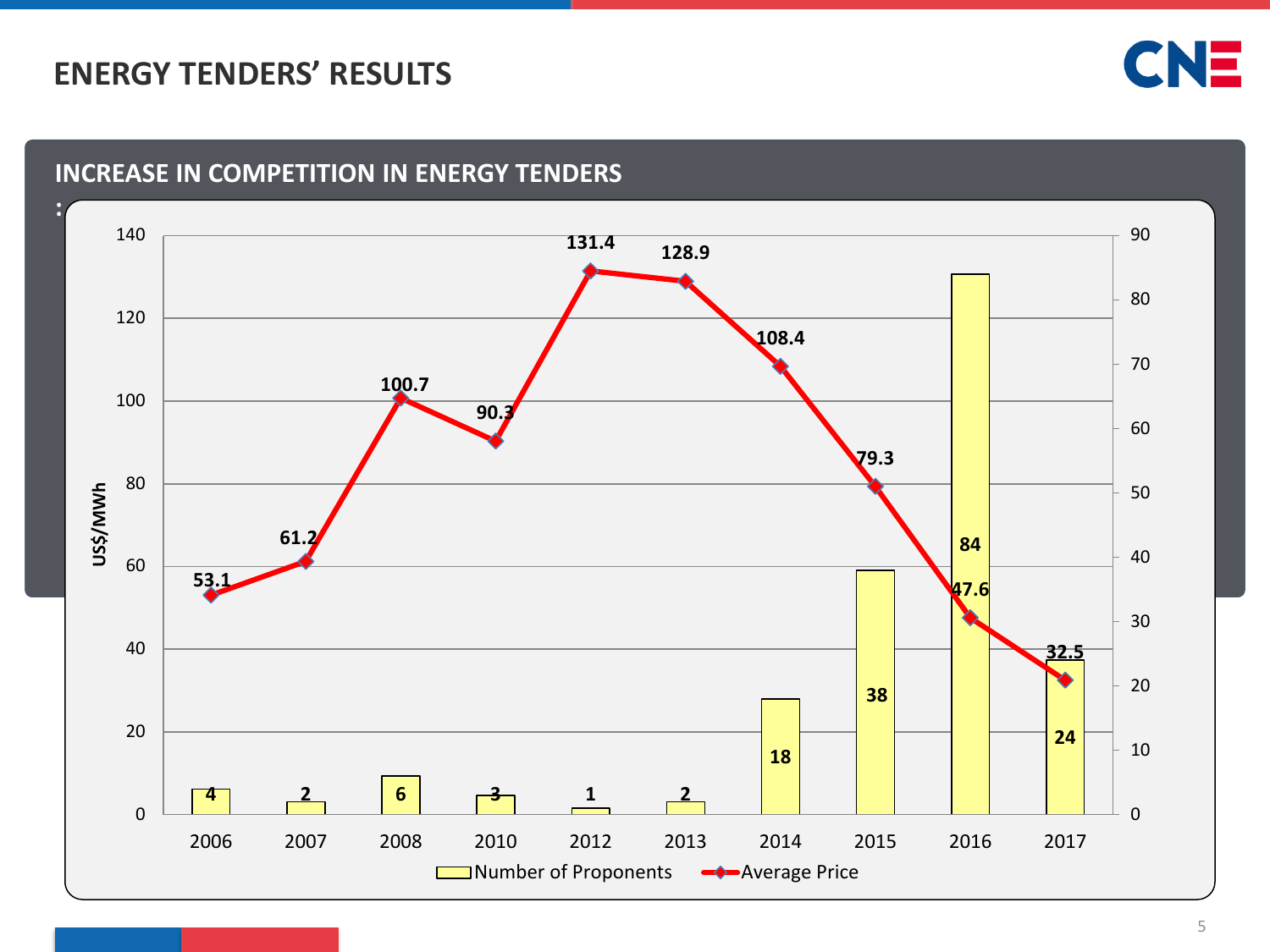# ENERGY TENDERS' RESULTS

## INCREASE IN COMPETITION IN ENERGY TENDERS

| Year | Number of Proponents | Average Price (US$/MWh) |
|---|---|---|
| 2006 | 4 | 53.1 |
| 2007 | 2 | 61.2 |
| 2008 | 6 | 100.7 |
| 2010 | 3 | 90.3 |
| 2012 | 1 | 131.4 |
| 2013 | 2 | 128.9 |
| 2014 | 18 | 108.4 |
| 2015 | 38 | 79.3 |
| 2016 | 84 | 47.6 |
| 2017 | 24 | 32.5 |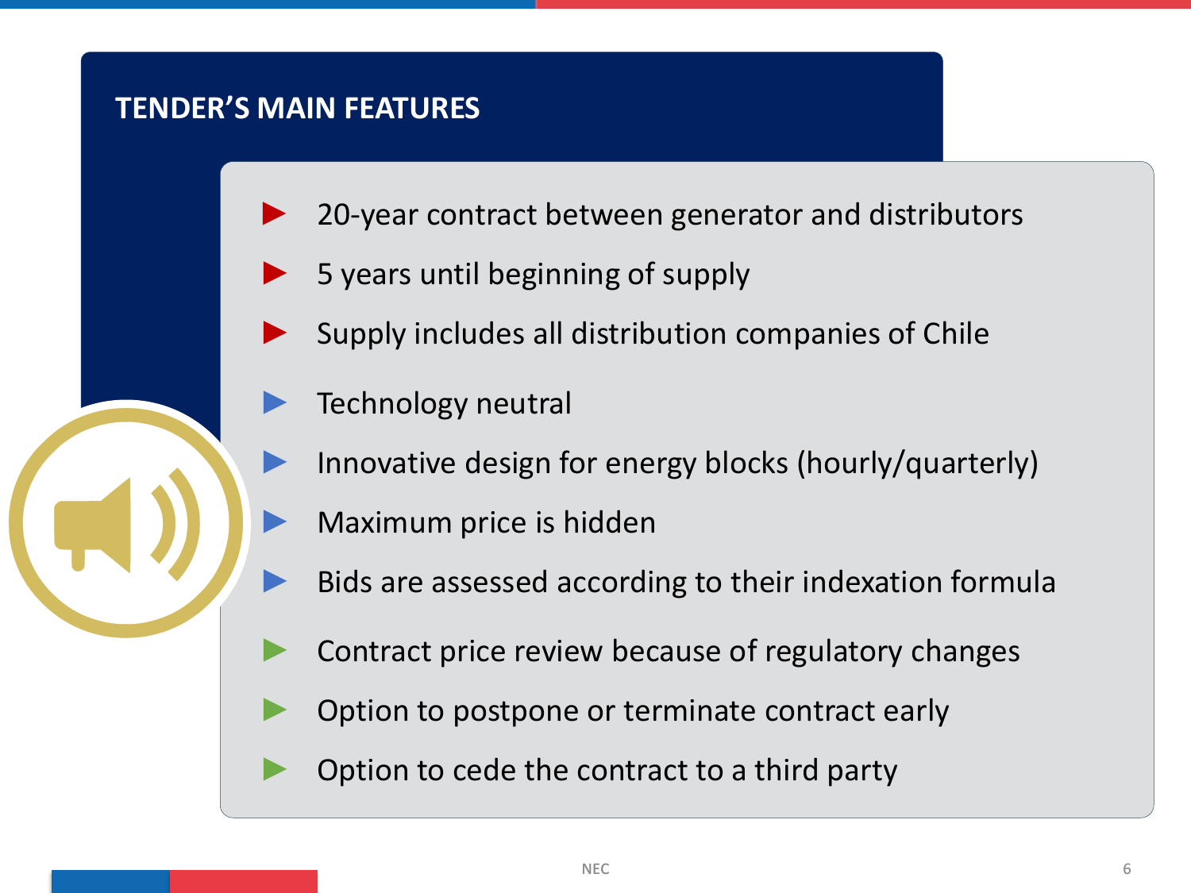## TENDER'S MAIN FEATURES

- 20-year contract between generator and distributors
- 5 years until beginning of supply
- Supply includes all distribution companies of Chile
- Technology neutral
- Innovative design for energy blocks (hourly/quarterly)
- Maximum price is hidden
- Bids are assessed according to their indexation formula
- Contract price review because of regulatory changes
- Option to postpone or terminate contract early
- Option to cede the contract to a third party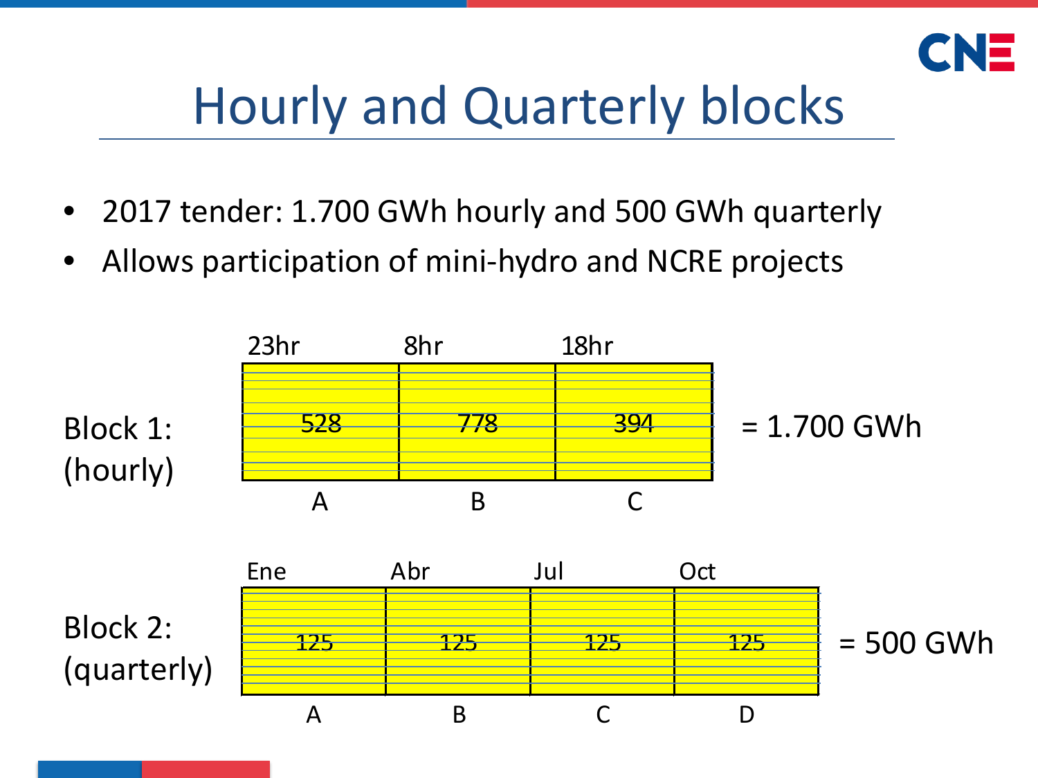# Hourly and Quarterly blocks

- 2017 tender: 1.700 GWh hourly and 500 GWh quarterly
- Allows participation of mini-hydro and NCRE projects

**Block 1: (hourly)**

| | 23hr | 8hr | 18hr | |
|---|---|---|---|---|
| Block 1: (hourly) | 528 | 778 | 394 | = 1.700 GWh |
| | A | B | C | |

**Block 2: (quarterly)**

| | Ene | Abr | Jul | Oct | |
|---|---|---|---|---|---|
| Block 2: (quarterly) | 125 | 125 | 125 | 125 | = 500 GWh |
| | A | B | C | D | |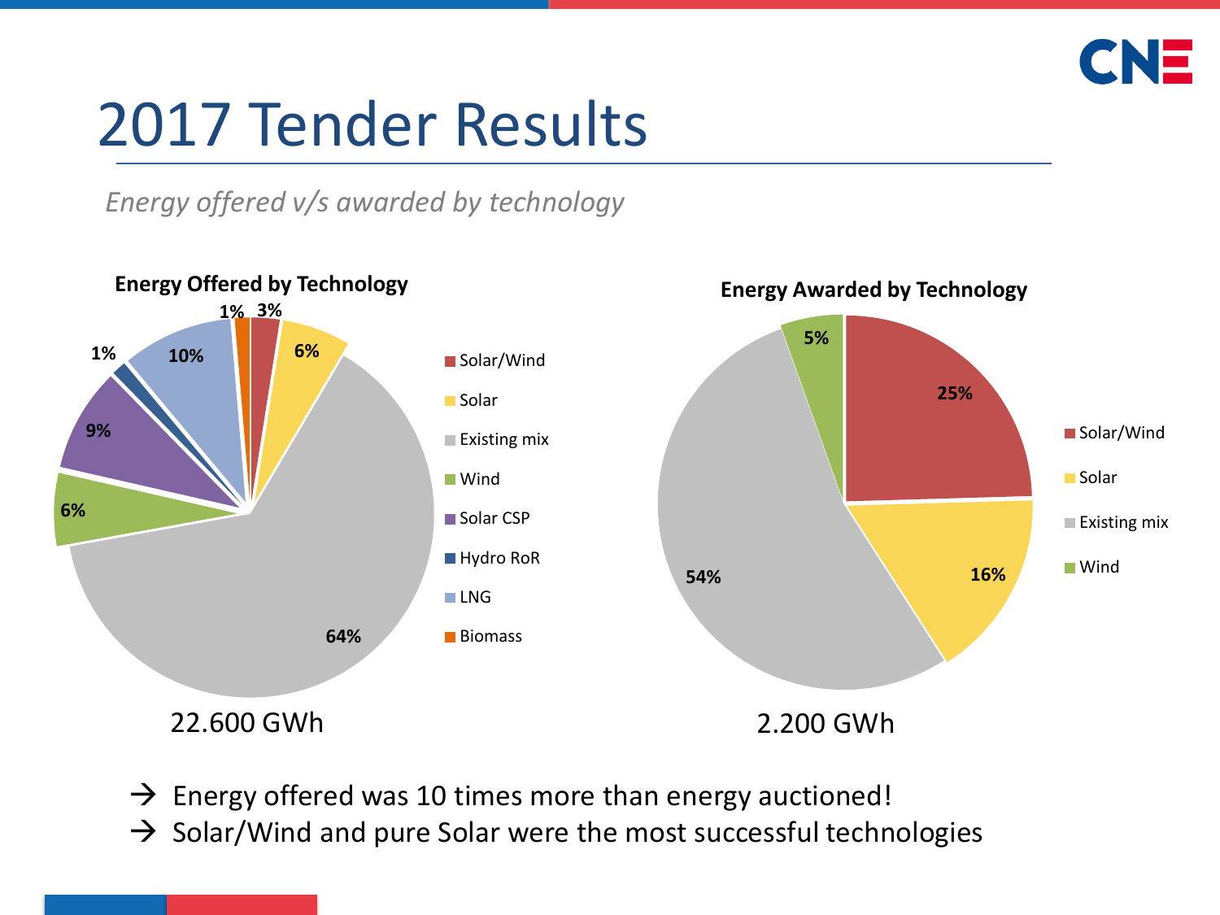# 2017 Tender Results

*Energy offered v/s awarded by technology*

**Energy Offered by Technology**

| Technology | Share |
| --- | --- |
| Solar/Wind | 3% |
| Solar | 6% |
| Existing mix | 64% |
| Wind | 6% |
| Solar CSP | 9% |
| Hydro RoR | 1% |
| LNG | 10% |
| Biomass | 1% |

22.600 GWh

**Energy Awarded by Technology**

| Technology | Share |
| --- | --- |
| Solar/Wind | 25% |
| Solar | 16% |
| Existing mix | 54% |
| Wind | 5% |

2.200 GWh

→ Energy offered was 10 times more than energy auctioned!

→ Solar/Wind and pure Solar were the most successful technologies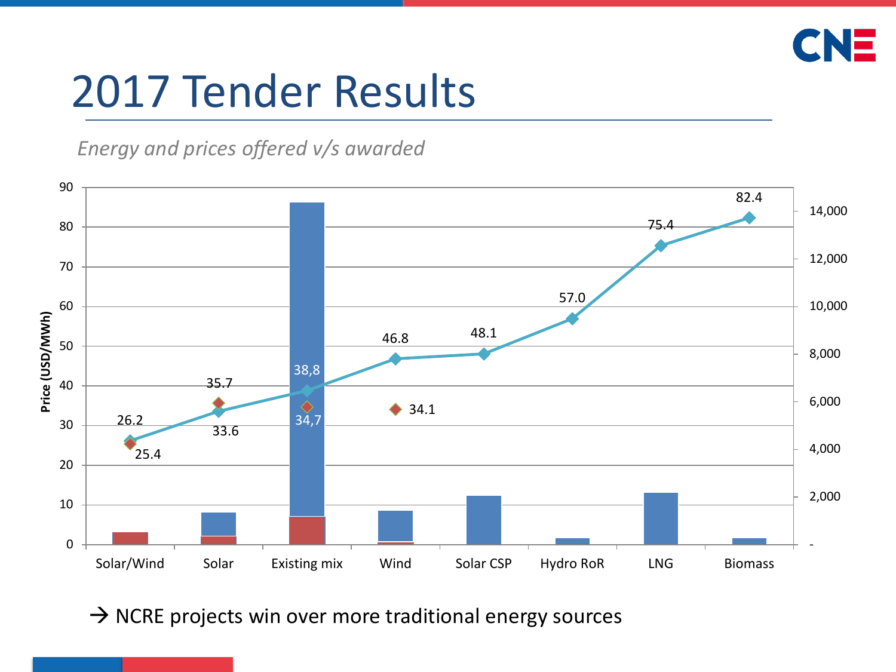# 2017 Tender Results

*Energy and prices offered v/s awarded*

Price (USD/MWh)

| Technology | Offered price | Awarded price |
|---|---|---|
| Solar/Wind | 26.2 | 25.4 |
| Solar | 33.6 | 35.7 |
| Existing mix | 38,8 | 34,7 |
| Wind | 46.8 | 34.1 |
| Solar CSP | 48.1 | |
| Hydro RoR | 57.0 | |
| LNG | 75.4 | |
| Biomass | 82.4 | |

→ NCRE projects win over more traditional energy sources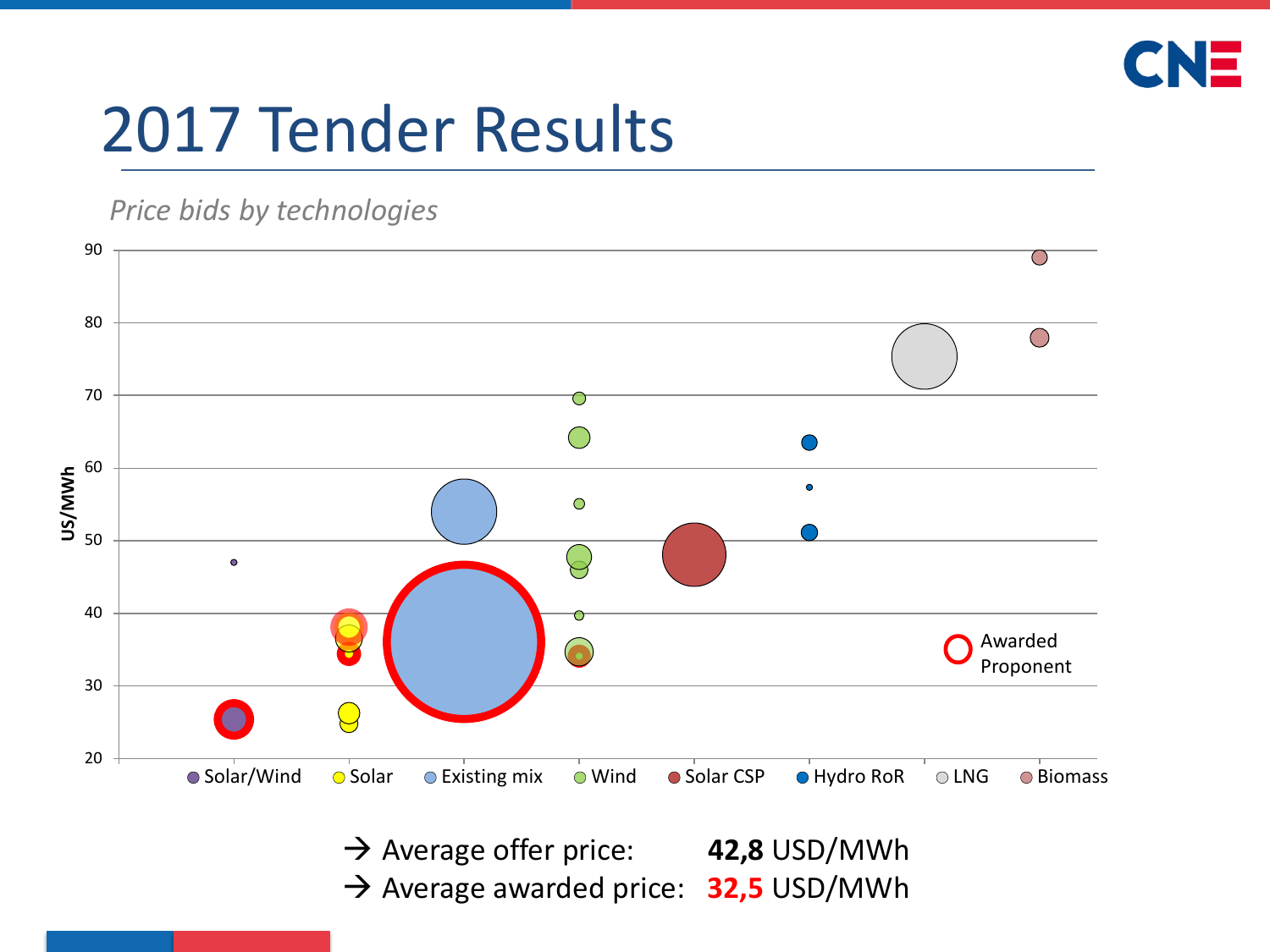# 2017 Tender Results

*Price bids by technologies*

→ Average offer price: **42,8** USD/MWh

→ Average awarded price: **32,5** USD/MWh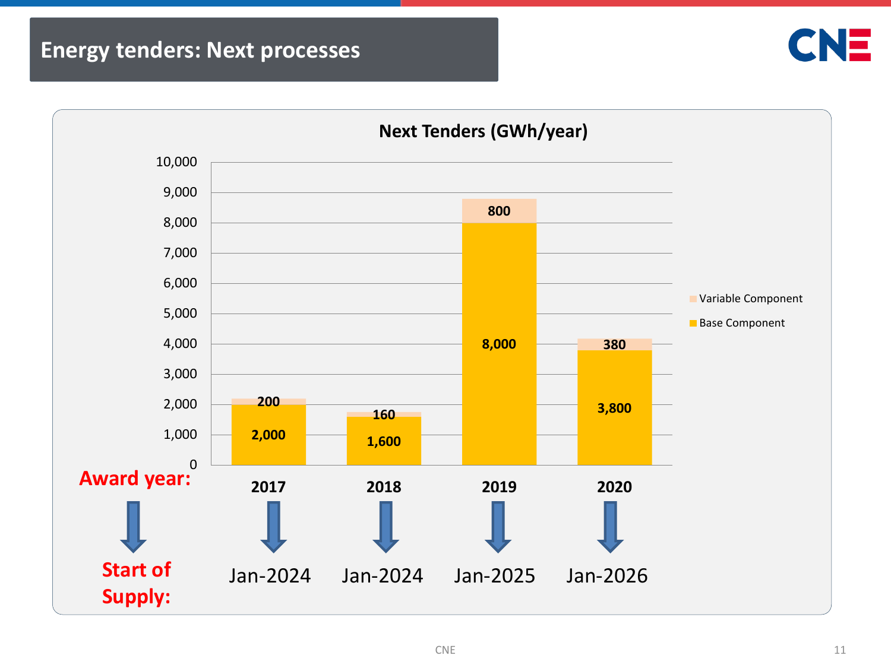# Energy tenders: Next processes

**Next Tenders (GWh/year)**

| Award year | Base Component | Variable Component | Start of Supply |
|---|---|---|---|
| 2017 | 2,000 | 200 | Jan-2024 |
| 2018 | 1,600 | 160 | Jan-2024 |
| 2019 | 8,000 | 800 | Jan-2025 |
| 2020 | 3,800 | 380 | Jan-2026 |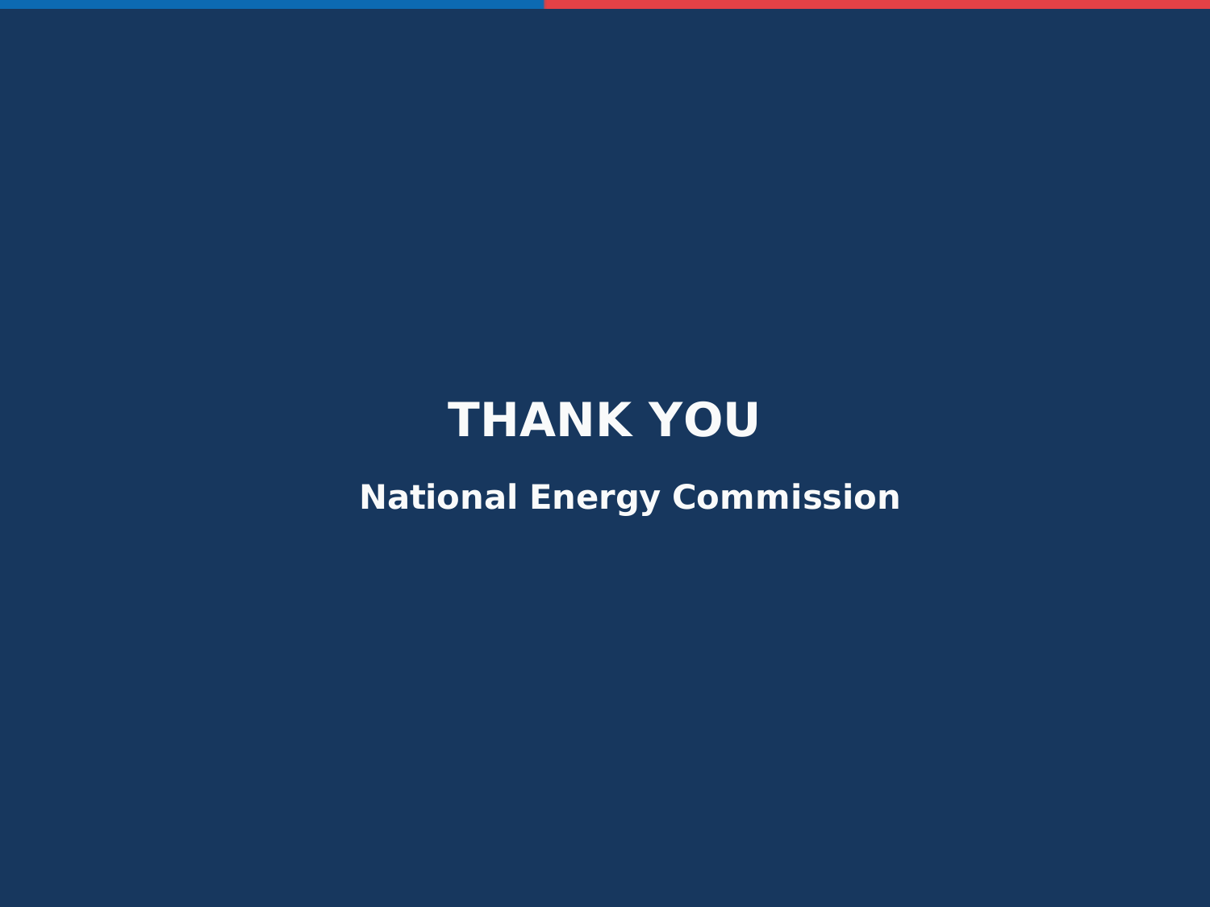# THANK YOU

**National Energy Commission**